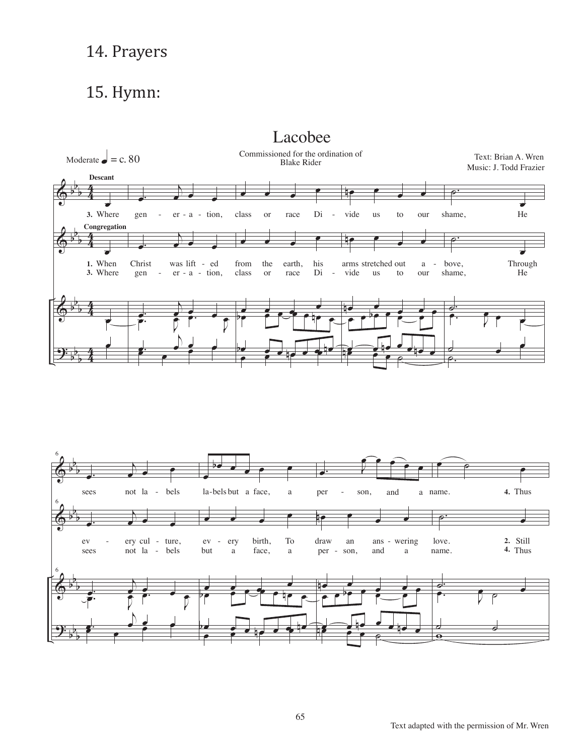## 14. Prayers

## 15. Hymn:

# Lacobee

Moderate ♩ = c. 80

Commissioned for the ordination of Blake Rider

Text: Brian A. Wren
Music: J. Todd Frazier

**Descant**

3. Where generation, class or race Divide us to our shame, He sees not labels labels but a face, a person, and a name. 4. Thus

**Congregation**

1. When Christ was lifted from the earth, his arms stretched out above, Through every culture, every birth, To draw an answering love. 2. Still

3. Where generation, class or race Divide us to our shame, He sees not labels but a face, a person, and a name. 4. Thus

Text adapted with the permission of Mr. Wren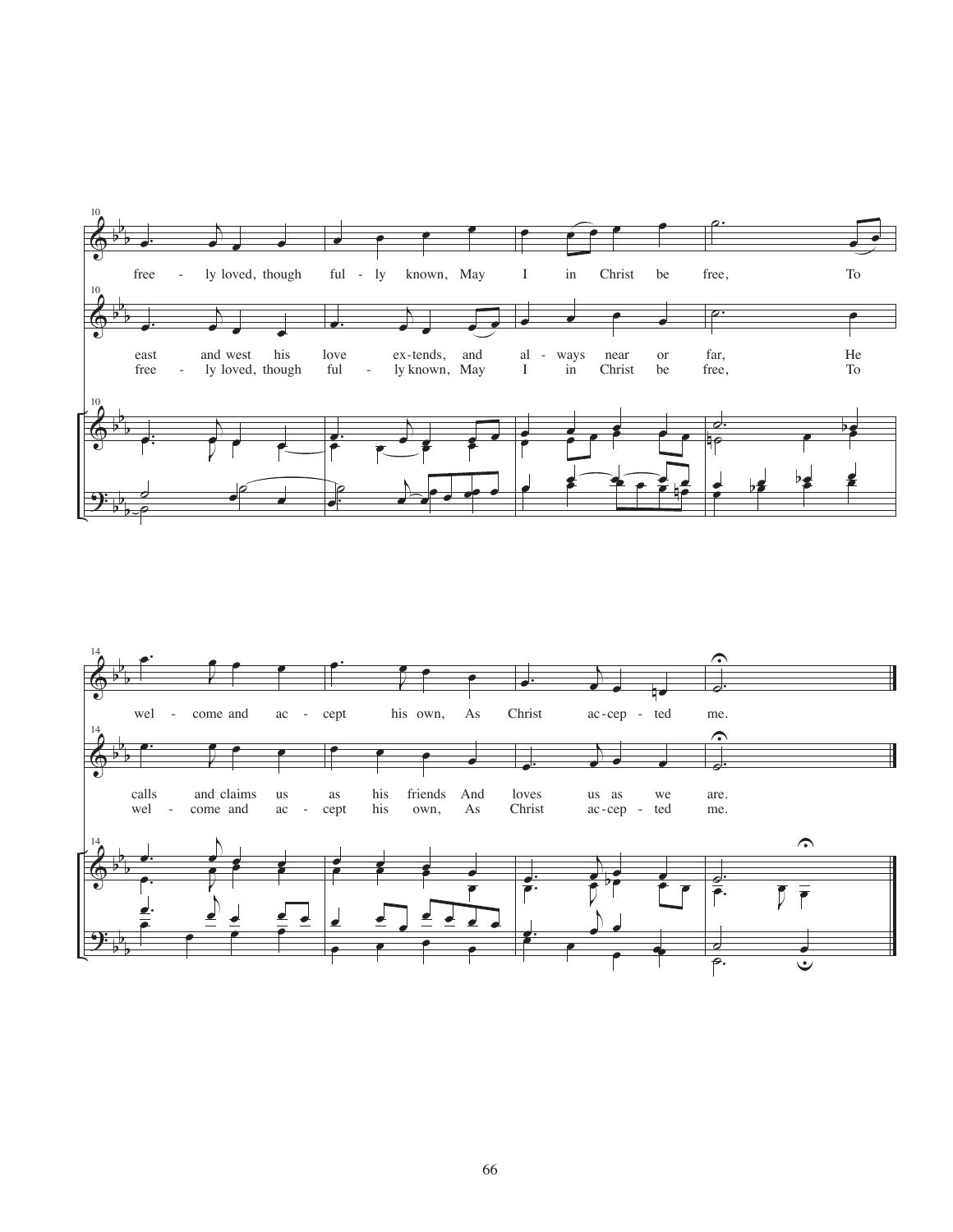free - ly loved, though ful - ly known, May I in Christ be free, To

east and west his love ex-tends, and al - ways near or far, He

free - ly loved, though ful - ly known, May I in Christ be free, To

wel - come and ac - cept his own, As Christ ac-cep - ted me.

calls and claims us as his friends And loves us as we are.

wel - come and ac - cept his own, As Christ ac-cep - ted me.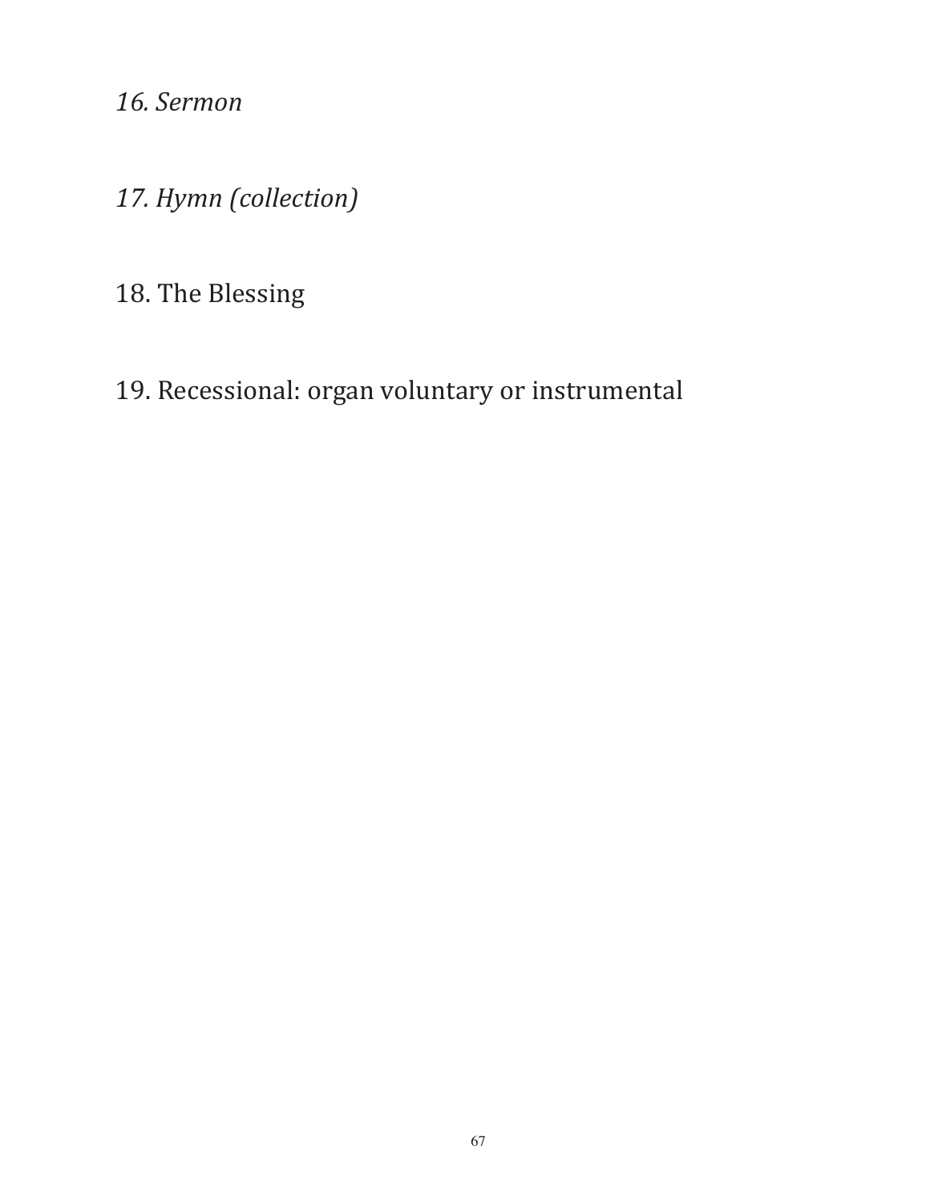*16. Sermon*

*17. Hymn (collection)*

18. The Blessing

19. Recessional: organ voluntary or instrumental